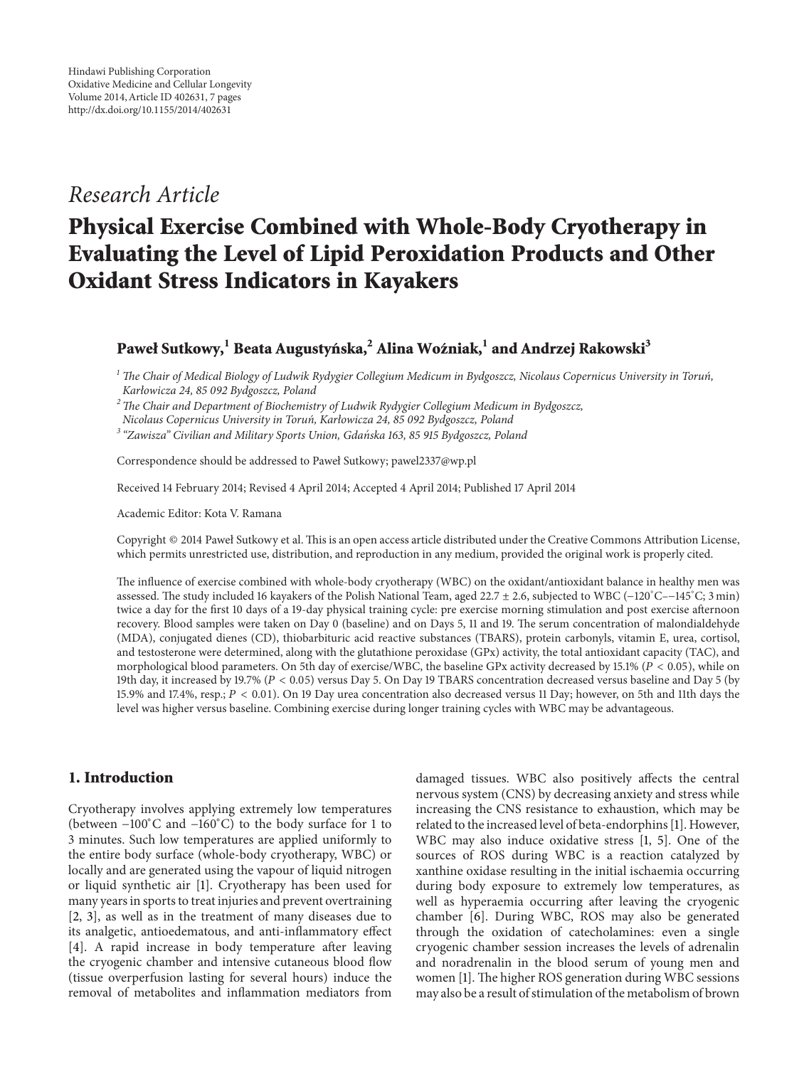Hindawi Publishing Corporation
Oxidative Medicine and Cellular Longevity
Volume 2014, Article ID 402631, 7 pages
http://dx.doi.org/10.1155/2014/402631

*Research Article*

# Physical Exercise Combined with Whole-Body Cryotherapy in Evaluating the Level of Lipid Peroxidation Products and Other Oxidant Stress Indicators in Kayakers

**Paweł Sutkowy,[1] Beata Augustyńska,[2] Alina Woźniak,[1] and Andrzej Rakowski[3]**

[1] The Chair of Medical Biology of Ludwik Rydygier Collegium Medicum in Bydgoszcz, Nicolaus Copernicus University in Toruń, Karłowicza 24, 85 092 Bydgoszcz, Poland

[2] The Chair and Department of Biochemistry of Ludwik Rydygier Collegium Medicum in Bydgoszcz, Nicolaus Copernicus University in Toruń, Karłowicza 24, 85 092 Bydgoszcz, Poland

[3] "Zawisza" Civilian and Military Sports Union, Gdańska 163, 85 915 Bydgoszcz, Poland

Correspondence should be addressed to Paweł Sutkowy; pawel2337@wp.pl

Received 14 February 2014; Revised 4 April 2014; Accepted 4 April 2014; Published 17 April 2014

Academic Editor: Kota V. Ramana

Copyright © 2014 Paweł Sutkowy et al. This is an open access article distributed under the Creative Commons Attribution License, which permits unrestricted use, distribution, and reproduction in any medium, provided the original work is properly cited.

The influence of exercise combined with whole-body cryotherapy (WBC) on the oxidant/antioxidant balance in healthy men was assessed. The study included 16 kayakers of the Polish National Team, aged 22.7 ± 2.6, subjected to WBC (−120°C–−145°C; 3 min) twice a day for the first 10 days of a 19-day physical training cycle: pre exercise morning stimulation and post exercise afternoon recovery. Blood samples were taken on Day 0 (baseline) and on Days 5, 11 and 19. The serum concentration of malondialdehyde (MDA), conjugated dienes (CD), thiobarbituric acid reactive substances (TBARS), protein carbonyls, vitamin E, urea, cortisol, and testosterone were determined, along with the glutathione peroxidase (GPx) activity, the total antioxidant capacity (TAC), and morphological blood parameters. On 5th day of exercise/WBC, the baseline GPx activity decreased by 15.1% ($P < 0.05$), while on 19th day, it increased by 19.7% ($P < 0.05$) versus Day 5. On Day 19 TBARS concentration decreased versus baseline and Day 5 (by 15.9% and 17.4%, resp.; $P < 0.01$). On 19 Day urea concentration also decreased versus 11 Day; however, on 5th and 11th days the level was higher versus baseline. Combining exercise during longer training cycles with WBC may be advantageous.

## 1. Introduction

Cryotherapy involves applying extremely low temperatures (between −100°C and −160°C) to the body surface for 1 to 3 minutes. Such low temperatures are applied uniformly to the entire body surface (whole-body cryotherapy, WBC) or locally and are generated using the vapour of liquid nitrogen or liquid synthetic air [1]. Cryotherapy has been used for many years in sports to treat injuries and prevent overtraining [2, 3], as well as in the treatment of many diseases due to its analgetic, antioedematous, and anti-inflammatory effect [4]. A rapid increase in body temperature after leaving the cryogenic chamber and intensive cutaneous blood flow (tissue overperfusion lasting for several hours) induce the removal of metabolites and inflammation mediators from damaged tissues. WBC also positively affects the central nervous system (CNS) by decreasing anxiety and stress while increasing the CNS resistance to exhaustion, which may be related to the increased level of beta-endorphins [1]. However, WBC may also induce oxidative stress [1, 5]. One of the sources of ROS during WBC is a reaction catalyzed by xanthine oxidase resulting in the initial ischaemia occurring during body exposure to extremely low temperatures, as well as hyperaemia occurring after leaving the cryogenic chamber [6]. During WBC, ROS may also be generated through the oxidation of catecholamines: even a single cryogenic chamber session increases the levels of adrenalin and noradrenalin in the blood serum of young men and women [1]. The higher ROS generation during WBC sessions may also be a result of stimulation of the metabolism of brown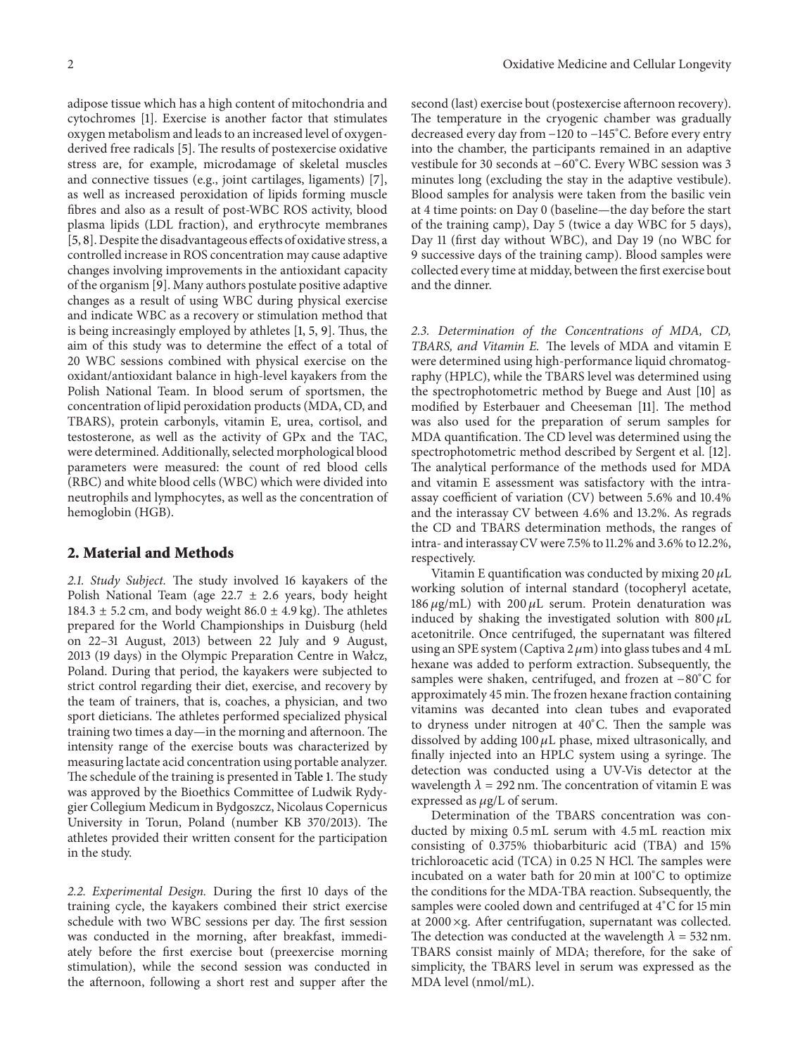adipose tissue which has a high content of mitochondria and cytochromes [1]. Exercise is another factor that stimulates oxygen metabolism and leads to an increased level of oxygen-derived free radicals [5]. The results of postexercise oxidative stress are, for example, microdamage of skeletal muscles and connective tissues (e.g., joint cartilages, ligaments) [7], as well as increased peroxidation of lipids forming muscle fibres and also as a result of post-WBC ROS activity, blood plasma lipids (LDL fraction), and erythrocyte membranes [5, 8]. Despite the disadvantageous effects of oxidative stress, a controlled increase in ROS concentration may cause adaptive changes involving improvements in the antioxidant capacity of the organism [9]. Many authors postulate positive adaptive changes as a result of using WBC during physical exercise and indicate WBC as a recovery or stimulation method that is being increasingly employed by athletes [1, 5, 9]. Thus, the aim of this study was to determine the effect of a total of 20 WBC sessions combined with physical exercise on the oxidant/antioxidant balance in high-level kayakers from the Polish National Team. In blood serum of sportsmen, the concentration of lipid peroxidation products (MDA, CD, and TBARS), protein carbonyls, vitamin E, urea, cortisol, and testosterone, as well as the activity of GPx and the TAC, were determined. Additionally, selected morphological blood parameters were measured: the count of red blood cells (RBC) and white blood cells (WBC) which were divided into neutrophils and lymphocytes, as well as the concentration of hemoglobin (HGB).

## 2. Material and Methods

*2.1. Study Subject.* The study involved 16 kayakers of the Polish National Team (age $22.7 \pm 2.6$ years, body height $184.3 \pm 5.2$ cm, and body weight $86.0 \pm 4.9$ kg). The athletes prepared for the World Championships in Duisburg (held on 22–31 August, 2013) between 22 July and 9 August, 2013 (19 days) in the Olympic Preparation Centre in Wałcz, Poland. During that period, the kayakers were subjected to strict control regarding their diet, exercise, and recovery by the team of trainers, that is, coaches, a physician, and two sport dieticians. The athletes performed specialized physical training two times a day—in the morning and afternoon. The intensity range of the exercise bouts was characterized by measuring lactate acid concentration using portable analyzer. The schedule of the training is presented in Table 1. The study was approved by the Bioethics Committee of Ludwik Rydygier Collegium Medicum in Bydgoszcz, Nicolaus Copernicus University in Torun, Poland (number KB 370/2013). The athletes provided their written consent for the participation in the study.

*2.2. Experimental Design.* During the first 10 days of the training cycle, the kayakers combined their strict exercise schedule with two WBC sessions per day. The first session was conducted in the morning, after breakfast, immediately before the first exercise bout (preexercise morning stimulation), while the second session was conducted in the afternoon, following a short rest and supper after the second (last) exercise bout (postexercise afternoon recovery). The temperature in the cryogenic chamber was gradually decreased every day from −120 to −145°C. Before every entry into the chamber, the participants remained in an adaptive vestibule for 30 seconds at −60°C. Every WBC session was 3 minutes long (excluding the stay in the adaptive vestibule). Blood samples for analysis were taken from the basilic vein at 4 time points: on Day 0 (baseline—the day before the start of the training camp), Day 5 (twice a day WBC for 5 days), Day 11 (first day without WBC), and Day 19 (no WBC for 9 successive days of the training camp). Blood samples were collected every time at midday, between the first exercise bout and the dinner.

*2.3. Determination of the Concentrations of MDA, CD, TBARS, and Vitamin E.* The levels of MDA and vitamin E were determined using high-performance liquid chromatography (HPLC), while the TBARS level was determined using the spectrophotometric method by Buege and Aust [10] as modified by Esterbauer and Cheeseman [11]. The method was also used for the preparation of serum samples for MDA quantification. The CD level was determined using the spectrophotometric method described by Sergent et al. [12]. The analytical performance of the methods used for MDA and vitamin E assessment was satisfactory with the intra-assay coefficient of variation (CV) between 5.6% and 10.4% and the interassay CV between 4.6% and 13.2%. As regrads the CD and TBARS determination methods, the ranges of intra- and interassay CV were 7.5% to 11.2% and 3.6% to 12.2%, respectively.

Vitamin E quantification was conducted by mixing 20 $\mu$L working solution of internal standard (tocopheryl acetate, 186 $\mu$g/mL) with 200 $\mu$L serum. Protein denaturation was induced by shaking the investigated solution with 800 $\mu$L acetonitrile. Once centrifuged, the supernatant was filtered using an SPE system (Captiva 2 $\mu$m) into glass tubes and 4 mL hexane was added to perform extraction. Subsequently, the samples were shaken, centrifuged, and frozen at −80°C for approximately 45 min. The frozen hexane fraction containing vitamins was decanted into clean tubes and evaporated to dryness under nitrogen at 40°C. Then the sample was dissolved by adding 100 $\mu$L phase, mixed ultrasonically, and finally injected into an HPLC system using a syringe. The detection was conducted using a UV-Vis detector at the wavelength $\lambda = 292$ nm. The concentration of vitamin E was expressed as $\mu$g/L of serum.

Determination of the TBARS concentration was conducted by mixing 0.5 mL serum with 4.5 mL reaction mix consisting of 0.375% thiobarbituric acid (TBA) and 15% trichloroacetic acid (TCA) in 0.25 N HCl. The samples were incubated on a water bath for 20 min at 100°C to optimize the conditions for the MDA-TBA reaction. Subsequently, the samples were cooled down and centrifuged at 4°C for 15 min at 2000 ×g. After centrifugation, supernatant was collected. The detection was conducted at the wavelength $\lambda = 532$ nm. TBARS consist mainly of MDA; therefore, for the sake of simplicity, the TBARS level in serum was expressed as the MDA level (nmol/mL).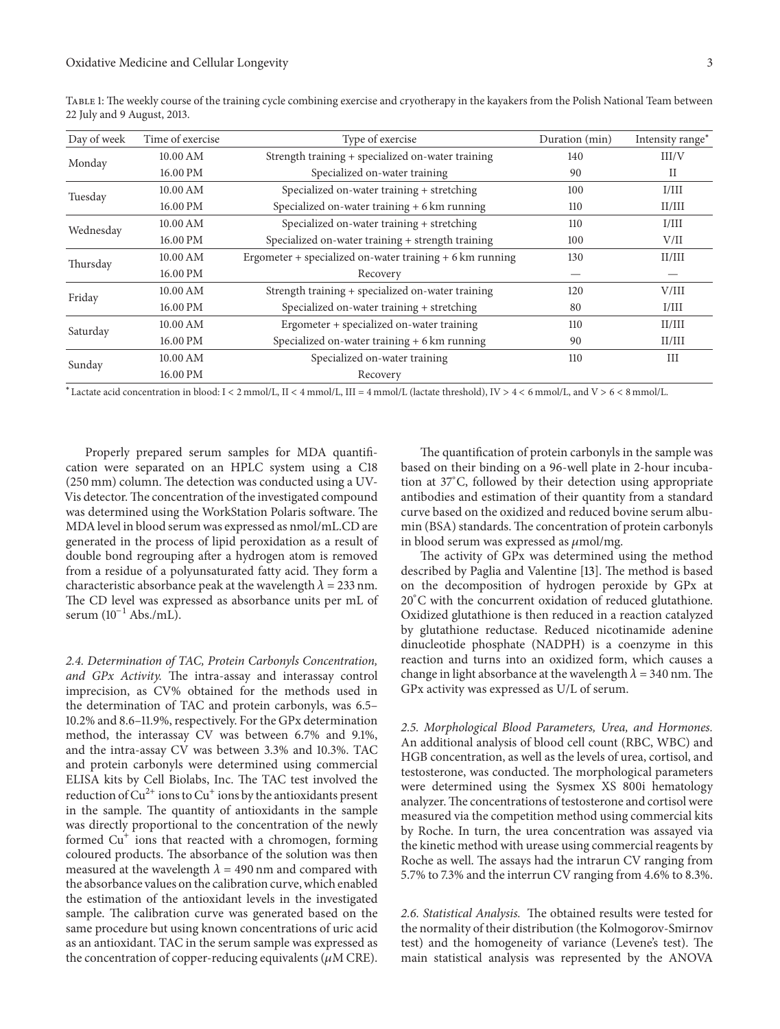Table 1: The weekly course of the training cycle combining exercise and cryotherapy in the kayakers from the Polish National Team between 22 July and 9 August, 2013.

| Day of week | Time of exercise | Type of exercise | Duration (min) | Intensity range* |
|---|---|---|---|---|
| Monday | 10.00 AM | Strength training + specialized on-water training | 140 | III/V |
| | 16.00 PM | Specialized on-water training | 90 | II |
| Tuesday | 10.00 AM | Specialized on-water training + stretching | 100 | I/III |
| | 16.00 PM | Specialized on-water training + 6 km running | 110 | II/III |
| Wednesday | 10.00 AM | Specialized on-water training + stretching | 110 | I/III |
| | 16.00 PM | Specialized on-water training + strength training | 100 | V/II |
| Thursday | 10.00 AM | Ergometer + specialized on-water training + 6 km running | 130 | II/III |
| | 16.00 PM | Recovery | — | — |
| Friday | 10.00 AM | Strength training + specialized on-water training | 120 | V/III |
| | 16.00 PM | Specialized on-water training + stretching | 80 | I/III |
| Saturday | 10.00 AM | Ergometer + specialized on-water training | 110 | II/III |
| | 16.00 PM | Specialized on-water training + 6 km running | 90 | II/III |
| Sunday | 10.00 AM | Specialized on-water training | 110 | III |
| | 16.00 PM | Recovery | | |

*Lactate acid concentration in blood: I < 2 mmol/L, II < 4 mmol/L, III = 4 mmol/L (lactate threshold), IV > 4 < 6 mmol/L, and V > 6 < 8 mmol/L.

Properly prepared serum samples for MDA quantification were separated on an HPLC system using a C18 (250 mm) column. The detection was conducted using a UV-Vis detector. The concentration of the investigated compound was determined using the WorkStation Polaris software. The MDA level in blood serum was expressed as nmol/mL.CD are generated in the process of lipid peroxidation as a result of double bond regrouping after a hydrogen atom is removed from a residue of a polyunsaturated fatty acid. They form a characteristic absorbance peak at the wavelength $\lambda = 233$ nm. The CD level was expressed as absorbance units per mL of serum ($10^{-1}$ Abs./mL).

*2.4. Determination of TAC, Protein Carbonyls Concentration, and GPx Activity.* The intra-assay and interassay control imprecision, as CV% obtained for the methods used in the determination of TAC and protein carbonyls, was 6.5–10.2% and 8.6–11.9%, respectively. For the GPx determination method, the interassay CV was between 6.7% and 9.1%, and the intra-assay CV was between 3.3% and 10.3%. TAC and protein carbonyls were determined using commercial ELISA kits by Cell Biolabs, Inc. The TAC test involved the reduction of $Cu^{2+}$ ions to $Cu^{+}$ ions by the antioxidants present in the sample. The quantity of antioxidants in the sample was directly proportional to the concentration of the newly formed $Cu^{+}$ ions that reacted with a chromogen, forming coloured products. The absorbance of the solution was then measured at the wavelength $\lambda = 490$ nm and compared with the absorbance values on the calibration curve, which enabled the estimation of the antioxidant levels in the investigated sample. The calibration curve was generated based on the same procedure but using known concentrations of uric acid as an antioxidant. TAC in the serum sample was expressed as the concentration of copper-reducing equivalents ($\mu$M CRE).

The quantification of protein carbonyls in the sample was based on their binding on a 96-well plate in 2-hour incubation at 37°C, followed by their detection using appropriate antibodies and estimation of their quantity from a standard curve based on the oxidized and reduced bovine serum albumin (BSA) standards. The concentration of protein carbonyls in blood serum was expressed as $\mu$mol/mg.

The activity of GPx was determined using the method described by Paglia and Valentine [13]. The method is based on the decomposition of hydrogen peroxide by GPx at 20°C with the concurrent oxidation of reduced glutathione. Oxidized glutathione is then reduced in a reaction catalyzed by glutathione reductase. Reduced nicotinamide adenine dinucleotide phosphate (NADPH) is a coenzyme in this reaction and turns into an oxidized form, which causes a change in light absorbance at the wavelength $\lambda = 340$ nm. The GPx activity was expressed as U/L of serum.

*2.5. Morphological Blood Parameters, Urea, and Hormones.* An additional analysis of blood cell count (RBC, WBC) and HGB concentration, as well as the levels of urea, cortisol, and testosterone, was conducted. The morphological parameters were determined using the Sysmex XS 800i hematology analyzer. The concentrations of testosterone and cortisol were measured via the competition method using commercial kits by Roche. In turn, the urea concentration was assayed via the kinetic method with urease using commercial reagents by Roche as well. The assays had the intrarun CV ranging from 5.7% to 7.3% and the interrun CV ranging from 4.6% to 8.3%.

*2.6. Statistical Analysis.* The obtained results were tested for the normality of their distribution (the Kolmogorov-Smirnov test) and the homogeneity of variance (Levene's test). The main statistical analysis was represented by the ANOVA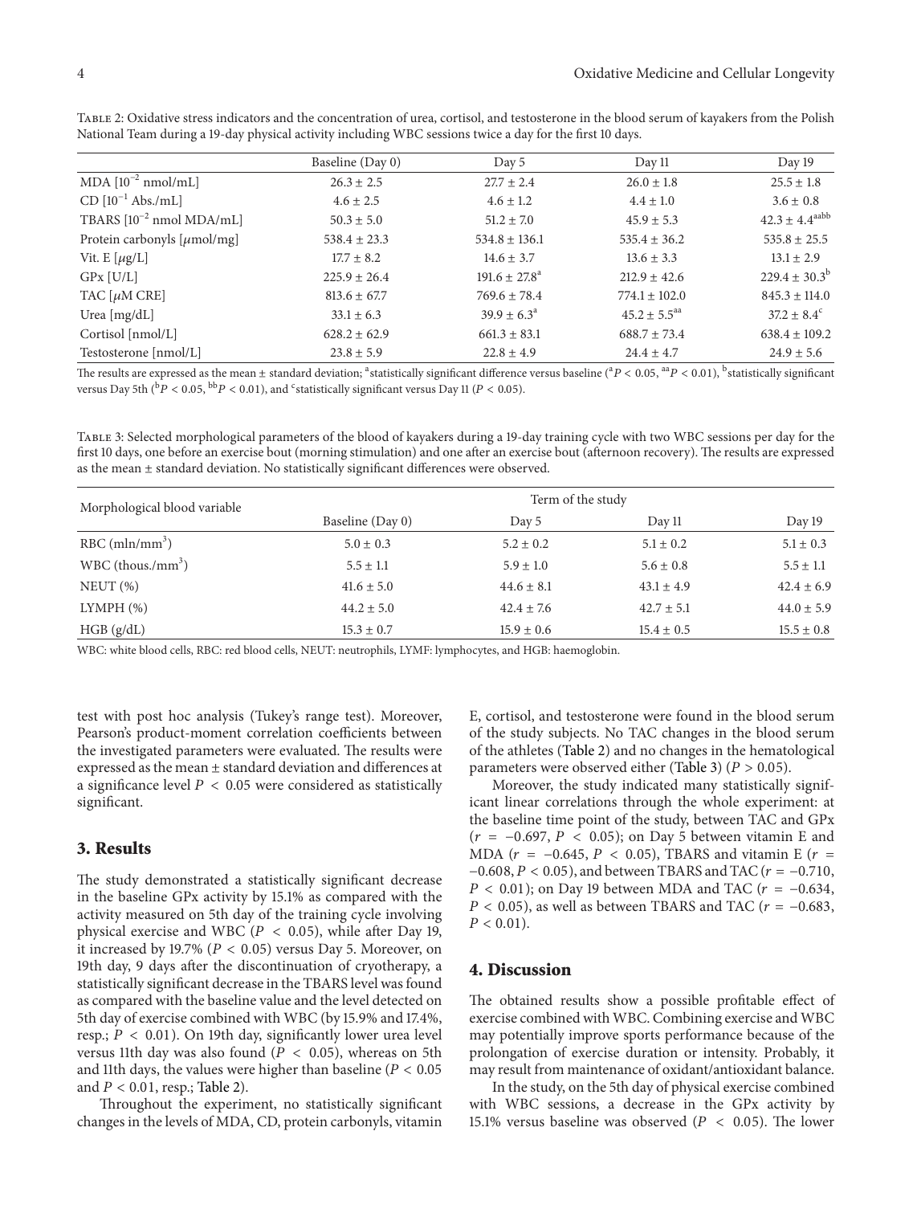Table 2: Oxidative stress indicators and the concentration of urea, cortisol, and testosterone in the blood serum of kayakers from the Polish National Team during a 19-day physical activity including WBC sessions twice a day for the first 10 days.

| | Baseline (Day 0) | Day 5 | Day 11 | Day 19 |
|---|---|---|---|---|
| MDA [$10^{-2}$ nmol/mL] | 26.3 ± 2.5 | 27.7 ± 2.4 | 26.0 ± 1.8 | 25.5 ± 1.8 |
| CD [$10^{-1}$ Abs./mL] | 4.6 ± 2.5 | 4.6 ± 1.2 | 4.4 ± 1.0 | 3.6 ± 0.8 |
| TBARS [$10^{-2}$ nmol MDA/mL] | 50.3 ± 5.0 | 51.2 ± 7.0 | 45.9 ± 5.3 | 42.3 ± 4.4[aabb] |
| Protein carbonyls [$\mu$mol/mg] | 538.4 ± 23.3 | 534.8 ± 136.1 | 535.4 ± 36.2 | 535.8 ± 25.5 |
| Vit. E [$\mu$g/L] | 17.7 ± 8.2 | 14.6 ± 3.7 | 13.6 ± 3.3 | 13.1 ± 2.9 |
| GPx [U/L] | 225.9 ± 26.4 | 191.6 ± 27.8[a] | 212.9 ± 42.6 | 229.4 ± 30.3[b] |
| TAC [$\mu$M CRE] | 813.6 ± 67.7 | 769.6 ± 78.4 | 774.1 ± 102.0 | 845.3 ± 114.0 |
| Urea [mg/dL] | 33.1 ± 6.3 | 39.9 ± 6.3[a] | 45.2 ± 5.5[aa] | 37.2 ± 8.4[c] |
| Cortisol [nmol/L] | 628.2 ± 62.9 | 661.3 ± 83.1 | 688.7 ± 73.4 | 638.4 ± 109.2 |
| Testosterone [nmol/L] | 23.8 ± 5.9 | 22.8 ± 4.9 | 24.4 ± 4.7 | 24.9 ± 5.6 |

The results are expressed as the mean ± standard deviation; [a]statistically significant difference versus baseline ([a]$P < 0.05$, [aa]$P < 0.01$), [b]statistically significant versus Day 5th ([b]$P < 0.05$, [bb]$P < 0.01$), and [c]statistically significant versus Day 11 ($P < 0.05$).

Table 3: Selected morphological parameters of the blood of kayakers during a 19-day training cycle with two WBC sessions per day for the first 10 days, one before an exercise bout (morning stimulation) and one after an exercise bout (afternoon recovery). The results are expressed as the mean ± standard deviation. No statistically significant differences were observed.

| Morphological blood variable | Term of the study | | | |
|---|---|---|---|---|
| | Baseline (Day 0) | Day 5 | Day 11 | Day 19 |
| RBC (mln/mm$^3$) | 5.0 ± 0.3 | 5.2 ± 0.2 | 5.1 ± 0.2 | 5.1 ± 0.3 |
| WBC (thous./mm$^3$) | 5.5 ± 1.1 | 5.9 ± 1.0 | 5.6 ± 0.8 | 5.5 ± 1.1 |
| NEUT (%) | 41.6 ± 5.0 | 44.6 ± 8.1 | 43.1 ± 4.9 | 42.4 ± 6.9 |
| LYMPH (%) | 44.2 ± 5.0 | 42.4 ± 7.6 | 42.7 ± 5.1 | 44.0 ± 5.9 |
| HGB (g/dL) | 15.3 ± 0.7 | 15.9 ± 0.6 | 15.4 ± 0.5 | 15.5 ± 0.8 |

WBC: white blood cells, RBC: red blood cells, NEUT: neutrophils, LYMF: lymphocytes, and HGB: haemoglobin.

test with post hoc analysis (Tukey's range test). Moreover, Pearson's product-moment correlation coefficients between the investigated parameters were evaluated. The results were expressed as the mean ± standard deviation and differences at a significance level $P < 0.05$ were considered as statistically significant.

## 3. Results

The study demonstrated a statistically significant decrease in the baseline GPx activity by 15.1% as compared with the activity measured on 5th day of the training cycle involving physical exercise and WBC ($P < 0.05$), while after Day 19, it increased by 19.7% ($P < 0.05$) versus Day 5. Moreover, on 19th day, 9 days after the discontinuation of cryotherapy, a statistically significant decrease in the TBARS level was found as compared with the baseline value and the level detected on 5th day of exercise combined with WBC (by 15.9% and 17.4%, resp.; $P < 0.01$). On 19th day, significantly lower urea level versus 11th day was also found ($P < 0.05$), whereas on 5th and 11th days, the values were higher than baseline ($P < 0.05$ and $P < 0.01$, resp.; Table 2).

Throughout the experiment, no statistically significant changes in the levels of MDA, CD, protein carbonyls, vitamin E, cortisol, and testosterone were found in the blood serum of the study subjects. No TAC changes in the blood serum of the athletes (Table 2) and no changes in the hematological parameters were observed either (Table 3) ($P > 0.05$).

Moreover, the study indicated many statistically significant linear correlations through the whole experiment: at the baseline time point of the study, between TAC and GPx ($r = -0.697$, $P < 0.05$); on Day 5 between vitamin E and MDA ($r = -0.645$, $P < 0.05$), TBARS and vitamin E ($r = -0.608$, $P < 0.05$), and between TBARS and TAC ($r = -0.710$, $P < 0.01$); on Day 19 between MDA and TAC ($r = -0.634$, $P < 0.05$), as well as between TBARS and TAC ($r = -0.683$, $P < 0.01$).

## 4. Discussion

The obtained results show a possible profitable effect of exercise combined with WBC. Combining exercise and WBC may potentially improve sports performance because of the prolongation of exercise duration or intensity. Probably, it may result from maintenance of oxidant/antioxidant balance.

In the study, on the 5th day of physical exercise combined with WBC sessions, a decrease in the GPx activity by 15.1% versus baseline was observed ($P < 0.05$). The lower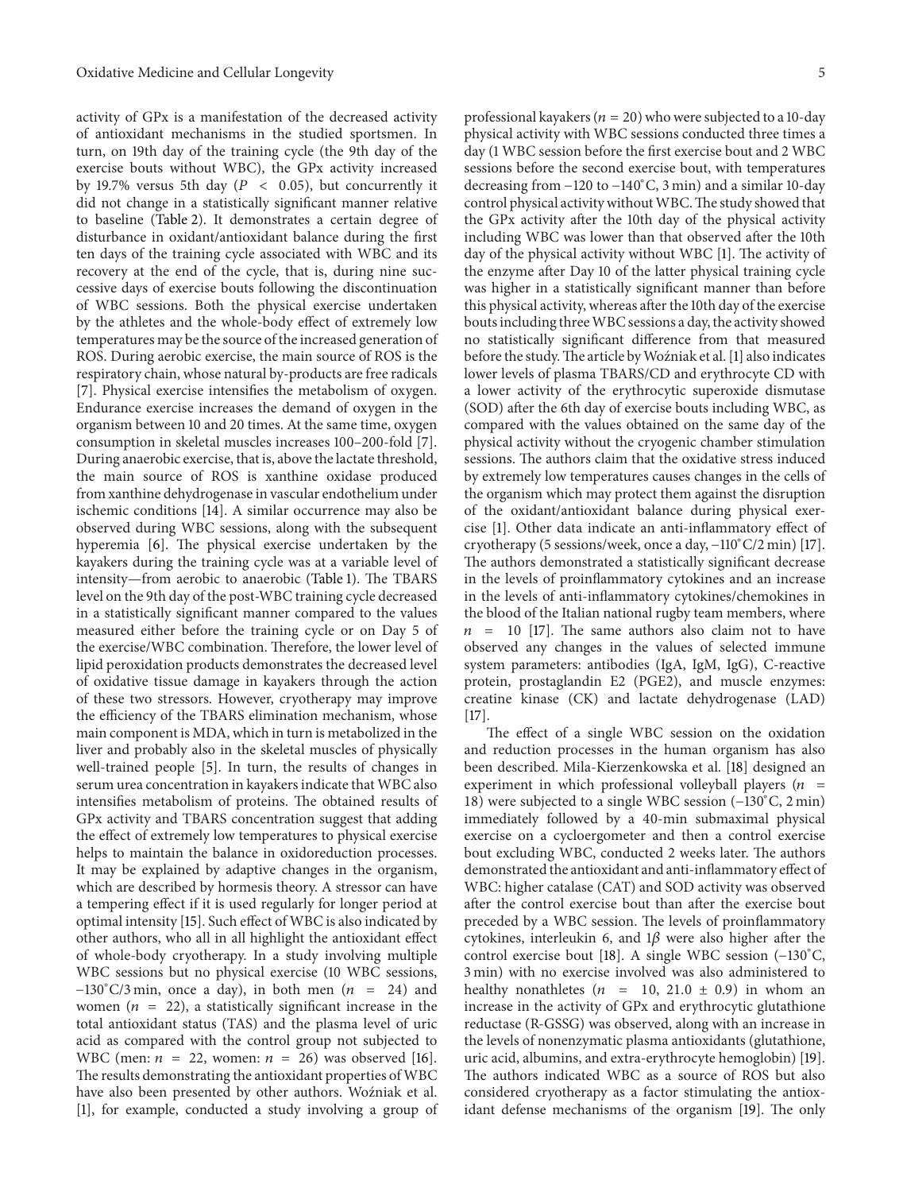activity of GPx is a manifestation of the decreased activity of antioxidant mechanisms in the studied sportsmen. In turn, on 19th day of the training cycle (the 9th day of the exercise bouts without WBC), the GPx activity increased by 19.7% versus 5th day ($P < 0.05$), but concurrently it did not change in a statistically significant manner relative to baseline (Table 2). It demonstrates a certain degree of disturbance in oxidant/antioxidant balance during the first ten days of the training cycle associated with WBC and its recovery at the end of the cycle, that is, during nine successive days of exercise bouts following the discontinuation of WBC sessions. Both the physical exercise undertaken by the athletes and the whole-body effect of extremely low temperatures may be the source of the increased generation of ROS. During aerobic exercise, the main source of ROS is the respiratory chain, whose natural by-products are free radicals [7]. Physical exercise intensifies the metabolism of oxygen. Endurance exercise increases the demand of oxygen in the organism between 10 and 20 times. At the same time, oxygen consumption in skeletal muscles increases 100–200-fold [7]. During anaerobic exercise, that is, above the lactate threshold, the main source of ROS is xanthine oxidase produced from xanthine dehydrogenase in vascular endothelium under ischemic conditions [14]. A similar occurrence may also be observed during WBC sessions, along with the subsequent hyperemia [6]. The physical exercise undertaken by the kayakers during the training cycle was at a variable level of intensity—from aerobic to anaerobic (Table 1). The TBARS level on the 9th day of the post-WBC training cycle decreased in a statistically significant manner compared to the values measured either before the training cycle or on Day 5 of the exercise/WBC combination. Therefore, the lower level of lipid peroxidation products demonstrates the decreased level of oxidative tissue damage in kayakers through the action of these two stressors. However, cryotherapy may improve the efficiency of the TBARS elimination mechanism, whose main component is MDA, which in turn is metabolized in the liver and probably also in the skeletal muscles of physically well-trained people [5]. In turn, the results of changes in serum urea concentration in kayakers indicate that WBC also intensifies metabolism of proteins. The obtained results of GPx activity and TBARS concentration suggest that adding the effect of extremely low temperatures to physical exercise helps to maintain the balance in oxidoreduction processes. It may be explained by adaptive changes in the organism, which are described by hormesis theory. A stressor can have a tempering effect if it is used regularly for longer period at optimal intensity [15]. Such effect of WBC is also indicated by other authors, who all in all highlight the antioxidant effect of whole-body cryotherapy. In a study involving multiple WBC sessions but no physical exercise (10 WBC sessions, −130°C/3 min, once a day), in both men ($n = 24$) and women ($n = 22$), a statistically significant increase in the total antioxidant status (TAS) and the plasma level of uric acid as compared with the control group not subjected to WBC (men: $n = 22$, women: $n = 26$) was observed [16]. The results demonstrating the antioxidant properties of WBC have also been presented by other authors. Woźniak et al. [1], for example, conducted a study involving a group of professional kayakers ($n = 20$) who were subjected to a 10-day physical activity with WBC sessions conducted three times a day (1 WBC session before the first exercise bout and 2 WBC sessions before the second exercise bout, with temperatures decreasing from −120 to −140°C, 3 min) and a similar 10-day control physical activity without WBC. The study showed that the GPx activity after the 10th day of the physical activity including WBC was lower than that observed after the 10th day of the physical activity without WBC [1]. The activity of the enzyme after Day 10 of the latter physical training cycle was higher in a statistically significant manner than before this physical activity, whereas after the 10th day of the exercise bouts including three WBC sessions a day, the activity showed no statistically significant difference from that measured before the study. The article by Woźniak et al. [1] also indicates lower levels of plasma TBARS/CD and erythrocyte CD with a lower activity of the erythrocytic superoxide dismutase (SOD) after the 6th day of exercise bouts including WBC, as compared with the values obtained on the same day of the physical activity without the cryogenic chamber stimulation sessions. The authors claim that the oxidative stress induced by extremely low temperatures causes changes in the cells of the organism which may protect them against the disruption of the oxidant/antioxidant balance during physical exercise [1]. Other data indicate an anti-inflammatory effect of cryotherapy (5 sessions/week, once a day, −110°C/2 min) [17]. The authors demonstrated a statistically significant decrease in the levels of proinflammatory cytokines and an increase in the levels of anti-inflammatory cytokines/chemokines in the blood of the Italian national rugby team members, where $n = 10$ [17]. The same authors also claim not to have observed any changes in the values of selected immune system parameters: antibodies (IgA, IgM, IgG), C-reactive protein, prostaglandin E2 (PGE2), and muscle enzymes: creatine kinase (CK) and lactate dehydrogenase (LAD) [17].

The effect of a single WBC session on the oxidation and reduction processes in the human organism has also been described. Mila-Kierzenkowska et al. [18] designed an experiment in which professional volleyball players ($n = 18$) were subjected to a single WBC session (−130°C, 2 min) immediately followed by a 40-min submaximal physical exercise on a cycloergometer and then a control exercise bout excluding WBC, conducted 2 weeks later. The authors demonstrated the antioxidant and anti-inflammatory effect of WBC: higher catalase (CAT) and SOD activity was observed after the control exercise bout than after the exercise bout preceded by a WBC session. The levels of proinflammatory cytokines, interleukin 6, and 1$\beta$ were also higher after the control exercise bout [18]. A single WBC session (−130°C, 3 min) with no exercise involved was also administered to healthy nonathletes ($n = 10$, $21.0 \pm 0.9$) in whom an increase in the activity of GPx and erythrocytic glutathione reductase (R-GSSG) was observed, along with an increase in the levels of nonenzymatic plasma antioxidants (glutathione, uric acid, albumins, and extra-erythrocyte hemoglobin) [19]. The authors indicated WBC as a source of ROS but also considered cryotherapy as a factor stimulating the antioxidant defense mechanisms of the organism [19]. The only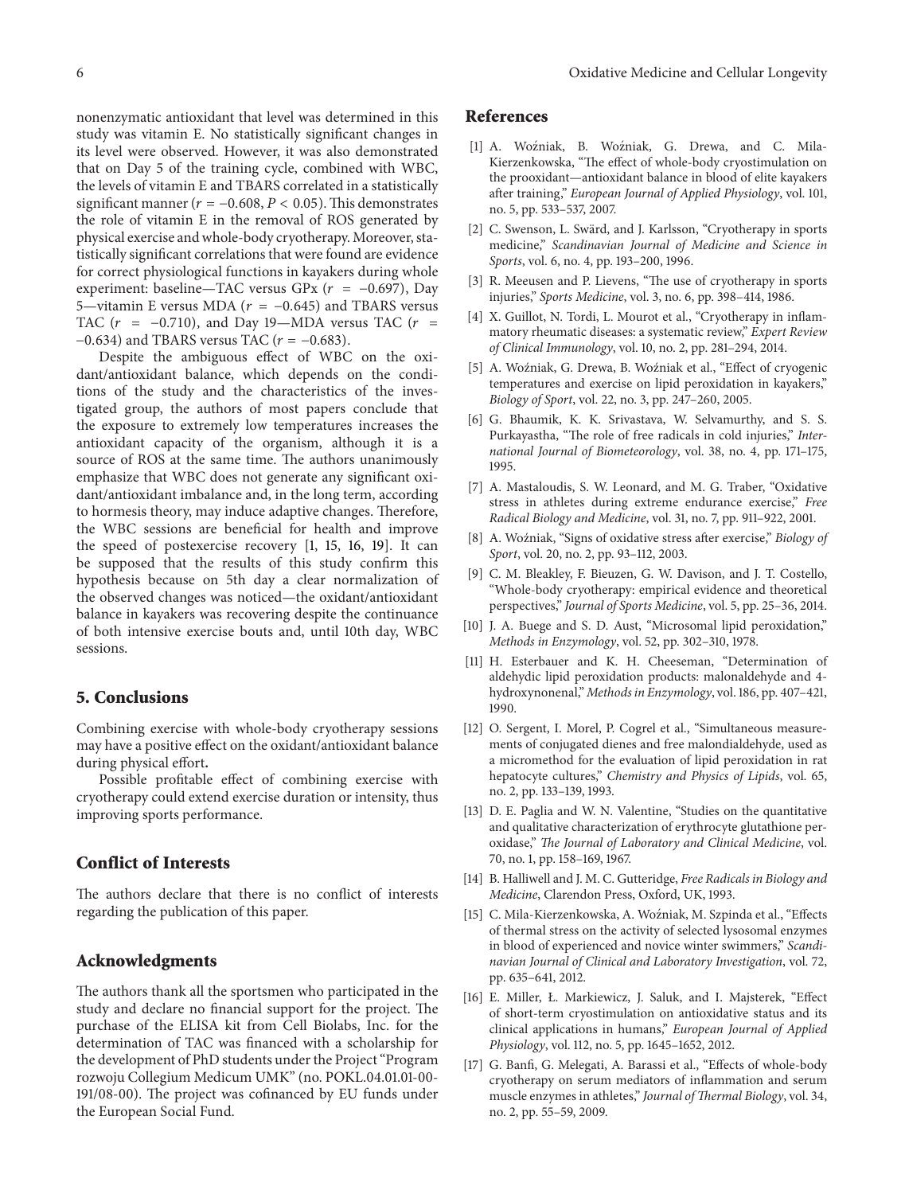nonenzymatic antioxidant that level was determined in this study was vitamin E. No statistically significant changes in its level were observed. However, it was also demonstrated that on Day 5 of the training cycle, combined with WBC, the levels of vitamin E and TBARS correlated in a statistically significant manner ($r = -0.608$, $P < 0.05$). This demonstrates the role of vitamin E in the removal of ROS generated by physical exercise and whole-body cryotherapy. Moreover, statistically significant correlations that were found are evidence for correct physiological functions in kayakers during whole experiment: baseline—TAC versus GPx ($r = -0.697$), Day 5—vitamin E versus MDA ($r = -0.645$) and TBARS versus TAC ($r = -0.710$), and Day 19—MDA versus TAC ($r = -0.634$) and TBARS versus TAC ($r = -0.683$).

Despite the ambiguous effect of WBC on the oxidant/antioxidant balance, which depends on the conditions of the study and the characteristics of the investigated group, the authors of most papers conclude that the exposure to extremely low temperatures increases the antioxidant capacity of the organism, although it is a source of ROS at the same time. The authors unanimously emphasize that WBC does not generate any significant oxidant/antioxidant imbalance and, in the long term, according to hormesis theory, may induce adaptive changes. Therefore, the WBC sessions are beneficial for health and improve the speed of postexercise recovery [1, 15, 16, 19]. It can be supposed that the results of this study confirm this hypothesis because on 5th day a clear normalization of the observed changes was noticed—the oxidant/antioxidant balance in kayakers was recovering despite the continuance of both intensive exercise bouts and, until 10th day, WBC sessions.

## 5. Conclusions

Combining exercise with whole-body cryotherapy sessions may have a positive effect on the oxidant/antioxidant balance during physical effort.

Possible profitable effect of combining exercise with cryotherapy could extend exercise duration or intensity, thus improving sports performance.

## Conflict of Interests

The authors declare that there is no conflict of interests regarding the publication of this paper.

## Acknowledgments

The authors thank all the sportsmen who participated in the study and declare no financial support for the project. The purchase of the ELISA kit from Cell Biolabs, Inc. for the determination of TAC was financed with a scholarship for the development of PhD students under the Project "Program rozwoju Collegium Medicum UMK" (no. POKL.04.01.01-00-191/08-00). The project was cofinanced by EU funds under the European Social Fund.

## References

[1] A. Woźniak, B. Woźniak, G. Drewa, and C. Mila-Kierzenkowska, "The effect of whole-body cryostimulation on the prooxidant—antioxidant balance in blood of elite kayakers after training," *European Journal of Applied Physiology*, vol. 101, no. 5, pp. 533–537, 2007.

[2] C. Swenson, L. Swärd, and J. Karlsson, "Cryotherapy in sports medicine," *Scandinavian Journal of Medicine and Science in Sports*, vol. 6, no. 4, pp. 193–200, 1996.

[3] R. Meeusen and P. Lievens, "The use of cryotherapy in sports injuries," *Sports Medicine*, vol. 3, no. 6, pp. 398–414, 1986.

[4] X. Guillot, N. Tordi, L. Mourot et al., "Cryotherapy in inflammatory rheumatic diseases: a systematic review," *Expert Review of Clinical Immunology*, vol. 10, no. 2, pp. 281–294, 2014.

[5] A. Woźniak, G. Drewa, B. Woźniak et al., "Effect of cryogenic temperatures and exercise on lipid peroxidation in kayakers," *Biology of Sport*, vol. 22, no. 3, pp. 247–260, 2005.

[6] G. Bhaumik, K. K. Srivastava, W. Selvamurthy, and S. S. Purkayastha, "The role of free radicals in cold injuries," *International Journal of Biometeorology*, vol. 38, no. 4, pp. 171–175, 1995.

[7] A. Mastaloudis, S. W. Leonard, and M. G. Traber, "Oxidative stress in athletes during extreme endurance exercise," *Free Radical Biology and Medicine*, vol. 31, no. 7, pp. 911–922, 2001.

[8] A. Woźniak, "Signs of oxidative stress after exercise," *Biology of Sport*, vol. 20, no. 2, pp. 93–112, 2003.

[9] C. M. Bleakley, F. Bieuzen, G. W. Davison, and J. T. Costello, "Whole-body cryotherapy: empirical evidence and theoretical perspectives," *Journal of Sports Medicine*, vol. 5, pp. 25–36, 2014.

[10] J. A. Buege and S. D. Aust, "Microsomal lipid peroxidation," *Methods in Enzymology*, vol. 52, pp. 302–310, 1978.

[11] H. Esterbauer and K. H. Cheeseman, "Determination of aldehydic lipid peroxidation products: malonaldehyde and 4-hydroxynonenal," *Methods in Enzymology*, vol. 186, pp. 407–421, 1990.

[12] O. Sergent, I. Morel, P. Cogrel et al., "Simultaneous measurements of conjugated dienes and free malondialdehyde, used as a micromethod for the evaluation of lipid peroxidation in rat hepatocyte cultures," *Chemistry and Physics of Lipids*, vol. 65, no. 2, pp. 133–139, 1993.

[13] D. E. Paglia and W. N. Valentine, "Studies on the quantitative and qualitative characterization of erythrocyte glutathione peroxidase," *The Journal of Laboratory and Clinical Medicine*, vol. 70, no. 1, pp. 158–169, 1967.

[14] B. Halliwell and J. M. C. Gutteridge, *Free Radicals in Biology and Medicine*, Clarendon Press, Oxford, UK, 1993.

[15] C. Mila-Kierzenkowska, A. Woźniak, M. Szpinda et al., "Effects of thermal stress on the activity of selected lysosomal enzymes in blood of experienced and novice winter swimmers," *Scandinavian Journal of Clinical and Laboratory Investigation*, vol. 72, pp. 635–641, 2012.

[16] E. Miller, Ł. Markiewicz, J. Saluk, and I. Majsterek, "Effect of short-term cryostimulation on antioxidative status and its clinical applications in humans," *European Journal of Applied Physiology*, vol. 112, no. 5, pp. 1645–1652, 2012.

[17] G. Banfi, G. Melegati, A. Barassi et al., "Effects of whole-body cryotherapy on serum mediators of inflammation and serum muscle enzymes in athletes," *Journal of Thermal Biology*, vol. 34, no. 2, pp. 55–59, 2009.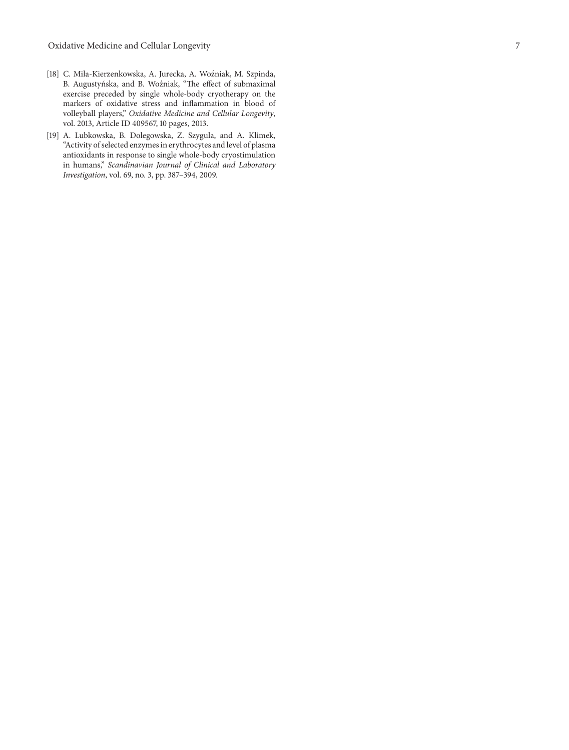[18] C. Mila-Kierzenkowska, A. Jurecka, A. Woźniak, M. Szpinda, B. Augustyńska, and B. Woźniak, "The effect of submaximal exercise preceded by single whole-body cryotherapy on the markers of oxidative stress and inflammation in blood of volleyball players," *Oxidative Medicine and Cellular Longevity*, vol. 2013, Article ID 409567, 10 pages, 2013.

[19] A. Lubkowska, B. Dolegowska, Z. Szygula, and A. Klimek, "Activity of selected enzymes in erythrocytes and level of plasma antioxidants in response to single whole-body cryostimulation in humans," *Scandinavian Journal of Clinical and Laboratory Investigation*, vol. 69, no. 3, pp. 387–394, 2009.